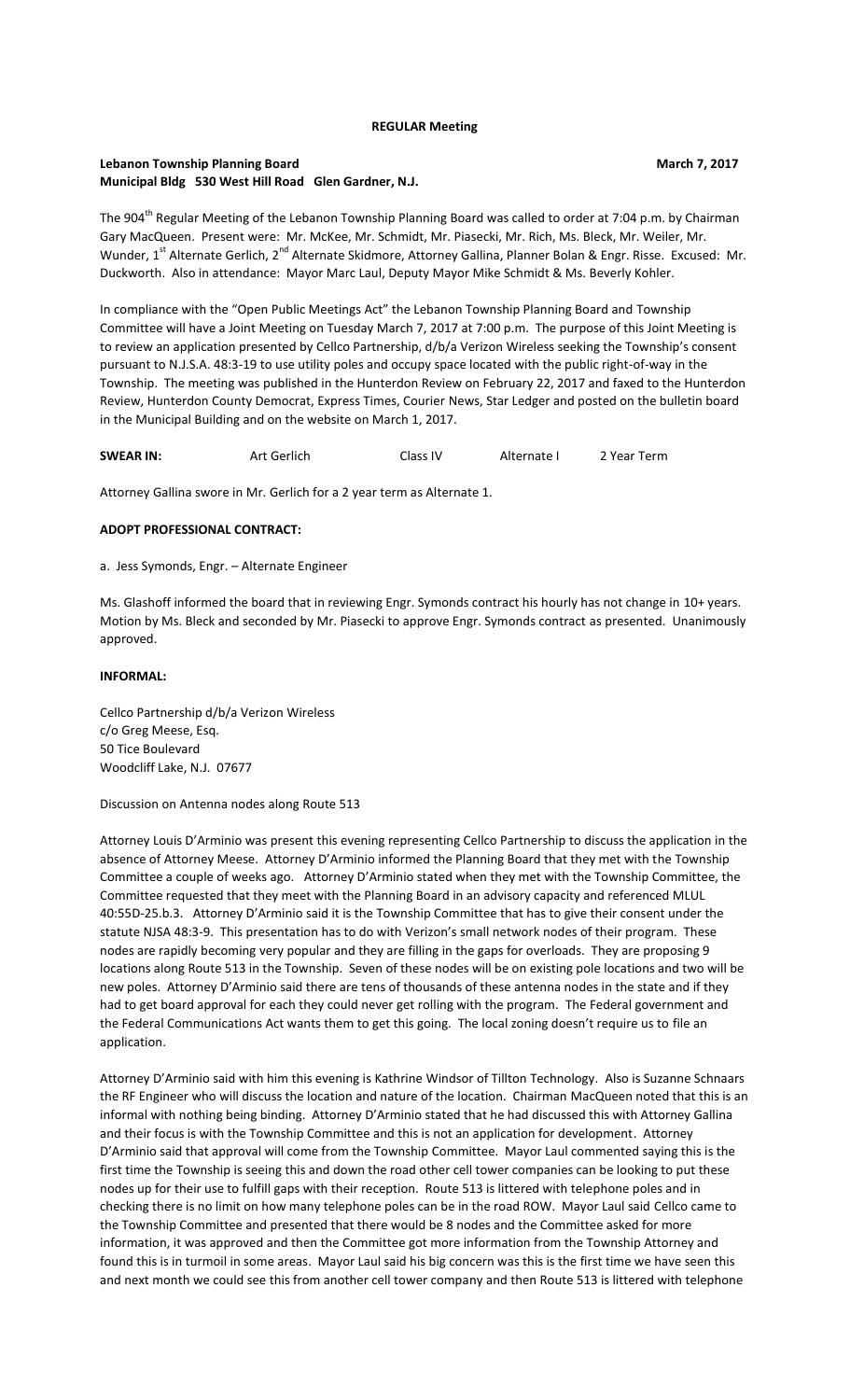**REGULAR Meeting**

**Lebanon Township Planning Board** **March 7, 2017**
**Municipal Bldg 530 West Hill Road Glen Gardner, N.J.**

The 904th Regular Meeting of the Lebanon Township Planning Board was called to order at 7:04 p.m. by Chairman Gary MacQueen. Present were: Mr. McKee, Mr. Schmidt, Mr. Piasecki, Mr. Rich, Ms. Bleck, Mr. Weiler, Mr. Wunder, 1st Alternate Gerlich, 2nd Alternate Skidmore, Attorney Gallina, Planner Bolan & Engr. Risse. Excused: Mr. Duckworth. Also in attendance: Mayor Marc Laul, Deputy Mayor Mike Schmidt & Ms. Beverly Kohler.

In compliance with the "Open Public Meetings Act" the Lebanon Township Planning Board and Township Committee will have a Joint Meeting on Tuesday March 7, 2017 at 7:00 p.m. The purpose of this Joint Meeting is to review an application presented by Cellco Partnership, d/b/a Verizon Wireless seeking the Township's consent pursuant to N.J.S.A. 48:3-19 to use utility poles and occupy space located with the public right-of-way in the Township. The meeting was published in the Hunterdon Review on February 22, 2017 and faxed to the Hunterdon Review, Hunterdon County Democrat, Express Times, Courier News, Star Ledger and posted on the bulletin board in the Municipal Building and on the website on March 1, 2017.

**SWEAR IN:** Art Gerlich Class IV Alternate I 2 Year Term

Attorney Gallina swore in Mr. Gerlich for a 2 year term as Alternate 1.

**ADOPT PROFESSIONAL CONTRACT:**

a. Jess Symonds, Engr. – Alternate Engineer

Ms. Glashoff informed the board that in reviewing Engr. Symonds contract his hourly has not change in 10+ years. Motion by Ms. Bleck and seconded by Mr. Piasecki to approve Engr. Symonds contract as presented. Unanimously approved.

**INFORMAL:**

Cellco Partnership d/b/a Verizon Wireless
c/o Greg Meese, Esq.
50 Tice Boulevard
Woodcliff Lake, N.J. 07677

Discussion on Antenna nodes along Route 513

Attorney Louis D'Arminio was present this evening representing Cellco Partnership to discuss the application in the absence of Attorney Meese. Attorney D'Arminio informed the Planning Board that they met with the Township Committee a couple of weeks ago. Attorney D'Arminio stated when they met with the Township Committee, the Committee requested that they meet with the Planning Board in an advisory capacity and referenced MLUL 40:55D-25.b.3. Attorney D'Arminio said it is the Township Committee that has to give their consent under the statute NJSA 48:3-9. This presentation has to do with Verizon's small network nodes of their program. These nodes are rapidly becoming very popular and they are filling in the gaps for overloads. They are proposing 9 locations along Route 513 in the Township. Seven of these nodes will be on existing pole locations and two will be new poles. Attorney D'Arminio said there are tens of thousands of these antenna nodes in the state and if they had to get board approval for each they could never get rolling with the program. The Federal government and the Federal Communications Act wants them to get this going. The local zoning doesn't require us to file an application.

Attorney D'Arminio said with him this evening is Kathrine Windsor of Tillton Technology. Also is Suzanne Schnaars the RF Engineer who will discuss the location and nature of the location. Chairman MacQueen noted that this is an informal with nothing being binding. Attorney D'Arminio stated that he had discussed this with Attorney Gallina and their focus is with the Township Committee and this is not an application for development. Attorney D'Arminio said that approval will come from the Township Committee. Mayor Laul commented saying this is the first time the Township is seeing this and down the road other cell tower companies can be looking to put these nodes up for their use to fulfill gaps with their reception. Route 513 is littered with telephone poles and in checking there is no limit on how many telephone poles can be in the road ROW. Mayor Laul said Cellco came to the Township Committee and presented that there would be 8 nodes and the Committee asked for more information, it was approved and then the Committee got more information from the Township Attorney and found this is in turmoil in some areas. Mayor Laul said his big concern was this is the first time we have seen this and next month we could see this from another cell tower company and then Route 513 is littered with telephone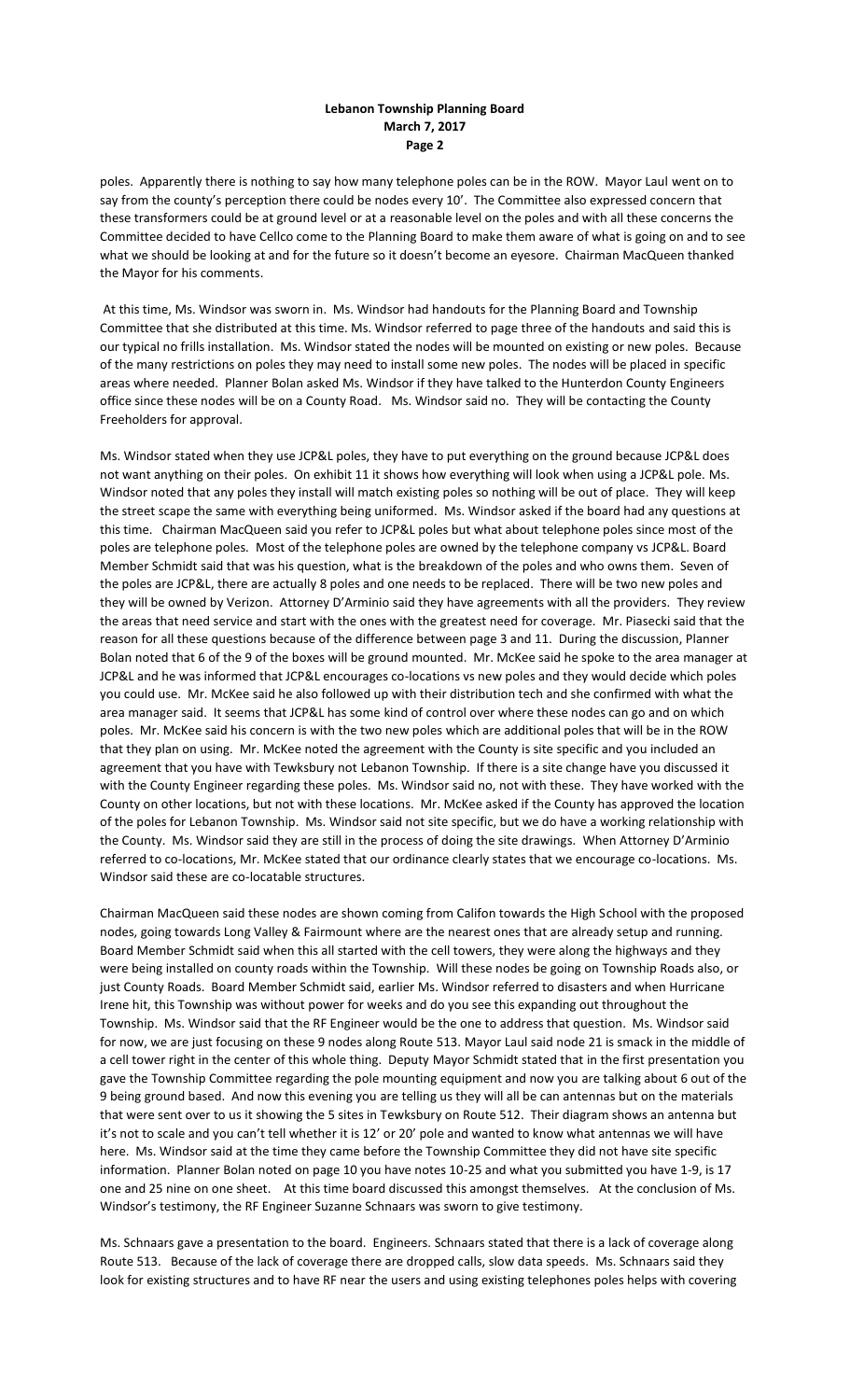poles. Apparently there is nothing to say how many telephone poles can be in the ROW. Mayor Laul went on to say from the county's perception there could be nodes every 10'. The Committee also expressed concern that these transformers could be at ground level or at a reasonable level on the poles and with all these concerns the Committee decided to have Cellco come to the Planning Board to make them aware of what is going on and to see what we should be looking at and for the future so it doesn't become an eyesore. Chairman MacQueen thanked the Mayor for his comments.

At this time, Ms. Windsor was sworn in. Ms. Windsor had handouts for the Planning Board and Township Committee that she distributed at this time. Ms. Windsor referred to page three of the handouts and said this is our typical no frills installation. Ms. Windsor stated the nodes will be mounted on existing or new poles. Because of the many restrictions on poles they may need to install some new poles. The nodes will be placed in specific areas where needed. Planner Bolan asked Ms. Windsor if they have talked to the Hunterdon County Engineers office since these nodes will be on a County Road. Ms. Windsor said no. They will be contacting the County Freeholders for approval.

Ms. Windsor stated when they use JCP&L poles, they have to put everything on the ground because JCP&L does not want anything on their poles. On exhibit 11 it shows how everything will look when using a JCP&L pole. Ms. Windsor noted that any poles they install will match existing poles so nothing will be out of place. They will keep the street scape the same with everything being uniformed. Ms. Windsor asked if the board had any questions at this time. Chairman MacQueen said you refer to JCP&L poles but what about telephone poles since most of the poles are telephone poles. Most of the telephone poles are owned by the telephone company vs JCP&L. Board Member Schmidt said that was his question, what is the breakdown of the poles and who owns them. Seven of the poles are JCP&L, there are actually 8 poles and one needs to be replaced. There will be two new poles and they will be owned by Verizon. Attorney D'Arminio said they have agreements with all the providers. They review the areas that need service and start with the ones with the greatest need for coverage. Mr. Piasecki said that the reason for all these questions because of the difference between page 3 and 11. During the discussion, Planner Bolan noted that 6 of the 9 of the boxes will be ground mounted. Mr. McKee said he spoke to the area manager at JCP&L and he was informed that JCP&L encourages co-locations vs new poles and they would decide which poles you could use. Mr. McKee said he also followed up with their distribution tech and she confirmed with what the area manager said. It seems that JCP&L has some kind of control over where these nodes can go and on which poles. Mr. McKee said his concern is with the two new poles which are additional poles that will be in the ROW that they plan on using. Mr. McKee noted the agreement with the County is site specific and you included an agreement that you have with Tewksbury not Lebanon Township. If there is a site change have you discussed it with the County Engineer regarding these poles. Ms. Windsor said no, not with these. They have worked with the County on other locations, but not with these locations. Mr. McKee asked if the County has approved the location of the poles for Lebanon Township. Ms. Windsor said not site specific, but we do have a working relationship with the County. Ms. Windsor said they are still in the process of doing the site drawings. When Attorney D'Arminio referred to co-locations, Mr. McKee stated that our ordinance clearly states that we encourage co-locations. Ms. Windsor said these are co-locatable structures.

Chairman MacQueen said these nodes are shown coming from Califon towards the High School with the proposed nodes, going towards Long Valley & Fairmount where are the nearest ones that are already setup and running. Board Member Schmidt said when this all started with the cell towers, they were along the highways and they were being installed on county roads within the Township. Will these nodes be going on Township Roads also, or just County Roads. Board Member Schmidt said, earlier Ms. Windsor referred to disasters and when Hurricane Irene hit, this Township was without power for weeks and do you see this expanding out throughout the Township. Ms. Windsor said that the RF Engineer would be the one to address that question. Ms. Windsor said for now, we are just focusing on these 9 nodes along Route 513. Mayor Laul said node 21 is smack in the middle of a cell tower right in the center of this whole thing. Deputy Mayor Schmidt stated that in the first presentation you gave the Township Committee regarding the pole mounting equipment and now you are talking about 6 out of the 9 being ground based. And now this evening you are telling us they will all be can antennas but on the materials that were sent over to us it showing the 5 sites in Tewksbury on Route 512. Their diagram shows an antenna but it's not to scale and you can't tell whether it is 12' or 20' pole and wanted to know what antennas we will have here. Ms. Windsor said at the time they came before the Township Committee they did not have site specific information. Planner Bolan noted on page 10 you have notes 10-25 and what you submitted you have 1-9, is 17 one and 25 nine on one sheet. At this time board discussed this amongst themselves. At the conclusion of Ms. Windsor's testimony, the RF Engineer Suzanne Schnaars was sworn to give testimony.

Ms. Schnaars gave a presentation to the board. Engineers. Schnaars stated that there is a lack of coverage along Route 513. Because of the lack of coverage there are dropped calls, slow data speeds. Ms. Schnaars said they look for existing structures and to have RF near the users and using existing telephones poles helps with covering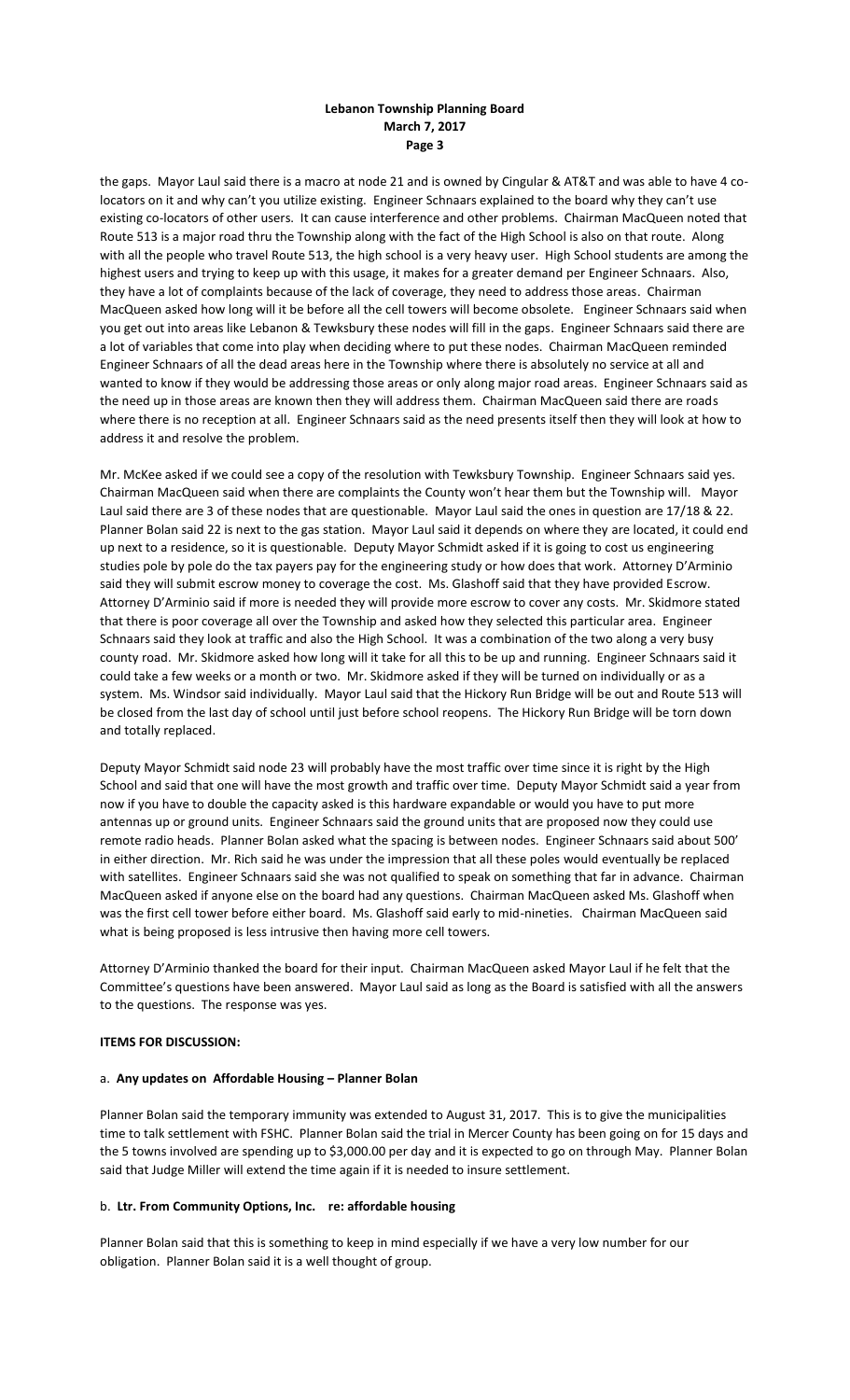the gaps. Mayor Laul said there is a macro at node 21 and is owned by Cingular & AT&T and was able to have 4 co-locators on it and why can't you utilize existing. Engineer Schnaars explained to the board why they can't use existing co-locators of other users. It can cause interference and other problems. Chairman MacQueen noted that Route 513 is a major road thru the Township along with the fact of the High School is also on that route. Along with all the people who travel Route 513, the high school is a very heavy user. High School students are among the highest users and trying to keep up with this usage, it makes for a greater demand per Engineer Schnaars. Also, they have a lot of complaints because of the lack of coverage, they need to address those areas. Chairman MacQueen asked how long will it be before all the cell towers will become obsolete. Engineer Schnaars said when you get out into areas like Lebanon & Tewksbury these nodes will fill in the gaps. Engineer Schnaars said there are a lot of variables that come into play when deciding where to put these nodes. Chairman MacQueen reminded Engineer Schnaars of all the dead areas here in the Township where there is absolutely no service at all and wanted to know if they would be addressing those areas or only along major road areas. Engineer Schnaars said as the need up in those areas are known then they will address them. Chairman MacQueen said there are roads where there is no reception at all. Engineer Schnaars said as the need presents itself then they will look at how to address it and resolve the problem.

Mr. McKee asked if we could see a copy of the resolution with Tewksbury Township. Engineer Schnaars said yes. Chairman MacQueen said when there are complaints the County won't hear them but the Township will. Mayor Laul said there are 3 of these nodes that are questionable. Mayor Laul said the ones in question are 17/18 & 22. Planner Bolan said 22 is next to the gas station. Mayor Laul said it depends on where they are located, it could end up next to a residence, so it is questionable. Deputy Mayor Schmidt asked if it is going to cost us engineering studies pole by pole do the tax payers pay for the engineering study or how does that work. Attorney D'Arminio said they will submit escrow money to coverage the cost. Ms. Glashoff said that they have provided Escrow. Attorney D'Arminio said if more is needed they will provide more escrow to cover any costs. Mr. Skidmore stated that there is poor coverage all over the Township and asked how they selected this particular area. Engineer Schnaars said they look at traffic and also the High School. It was a combination of the two along a very busy county road. Mr. Skidmore asked how long will it take for all this to be up and running. Engineer Schnaars said it could take a few weeks or a month or two. Mr. Skidmore asked if they will be turned on individually or as a system. Ms. Windsor said individually. Mayor Laul said that the Hickory Run Bridge will be out and Route 513 will be closed from the last day of school until just before school reopens. The Hickory Run Bridge will be torn down and totally replaced.

Deputy Mayor Schmidt said node 23 will probably have the most traffic over time since it is right by the High School and said that one will have the most growth and traffic over time. Deputy Mayor Schmidt said a year from now if you have to double the capacity asked is this hardware expandable or would you have to put more antennas up or ground units. Engineer Schnaars said the ground units that are proposed now they could use remote radio heads. Planner Bolan asked what the spacing is between nodes. Engineer Schnaars said about 500' in either direction. Mr. Rich said he was under the impression that all these poles would eventually be replaced with satellites. Engineer Schnaars said she was not qualified to speak on something that far in advance. Chairman MacQueen asked if anyone else on the board had any questions. Chairman MacQueen asked Ms. Glashoff when was the first cell tower before either board. Ms. Glashoff said early to mid-nineties. Chairman MacQueen said what is being proposed is less intrusive then having more cell towers.

Attorney D'Arminio thanked the board for their input. Chairman MacQueen asked Mayor Laul if he felt that the Committee's questions have been answered. Mayor Laul said as long as the Board is satisfied with all the answers to the questions. The response was yes.

**ITEMS FOR DISCUSSION:**

a. **Any updates on Affordable Housing – Planner Bolan**

Planner Bolan said the temporary immunity was extended to August 31, 2017. This is to give the municipalities time to talk settlement with FSHC. Planner Bolan said the trial in Mercer County has been going on for 15 days and the 5 towns involved are spending up to $3,000.00 per day and it is expected to go on through May. Planner Bolan said that Judge Miller will extend the time again if it is needed to insure settlement.

b. **Ltr. From Community Options, Inc. re: affordable housing**

Planner Bolan said that this is something to keep in mind especially if we have a very low number for our obligation. Planner Bolan said it is a well thought of group.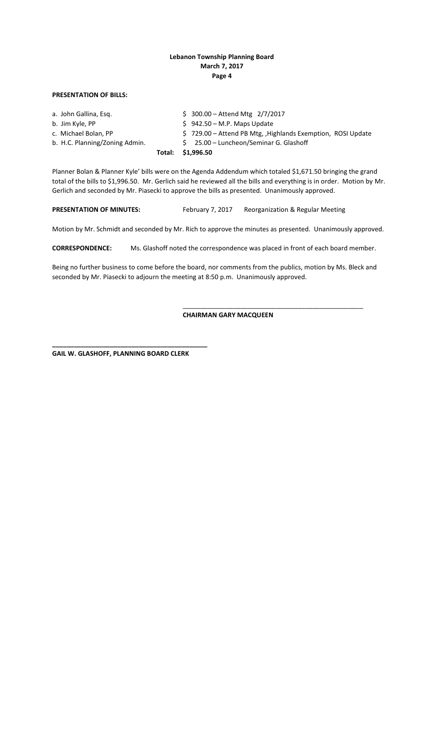**PRESENTATION OF BILLS:**

| | |
|---|---|
| a. John Gallina, Esq. | $ 300.00 – Attend Mtg 2/7/2017 |
| b. Jim Kyle, PP | $ 942.50 – M.P. Maps Update |
| c. Michael Bolan, PP | $ 729.00 – Attend PB Mtg, ,Highlands Exemption, ROSI Update |
| b. H.C. Planning/Zoning Admin. | $ 25.00 – Luncheon/Seminar G. Glashoff |
| **Total:** | **$1,996.50** |

Planner Bolan & Planner Kyle' bills were on the Agenda Addendum which totaled $1,671.50 bringing the grand total of the bills to $1,996.50. Mr. Gerlich said he reviewed all the bills and everything is in order. Motion by Mr. Gerlich and seconded by Mr. Piasecki to approve the bills as presented. Unanimously approved.

**PRESENTATION OF MINUTES:** February 7, 2017 Reorganization & Regular Meeting

Motion by Mr. Schmidt and seconded by Mr. Rich to approve the minutes as presented. Unanimously approved.

**CORRESPONDENCE:** Ms. Glashoff noted the correspondence was placed in front of each board member.

Being no further business to come before the board, nor comments from the publics, motion by Ms. Bleck and seconded by Mr. Piasecki to adjourn the meeting at 8:50 p.m. Unanimously approved.

\_\_\_\_\_\_\_\_\_\_\_\_\_\_\_\_\_\_\_\_\_\_\_\_\_\_\_\_\_\_\_\_\_\_\_\_\_\_\_\_\_\_\_\_

**CHAIRMAN GARY MACQUEEN**

\_\_\_\_\_\_\_\_\_\_\_\_\_\_\_\_\_\_\_\_\_\_\_\_\_\_\_\_\_\_\_\_\_\_\_\_\_\_\_\_\_\_\_\_

**GAIL W. GLASHOFF, PLANNING BOARD CLERK**